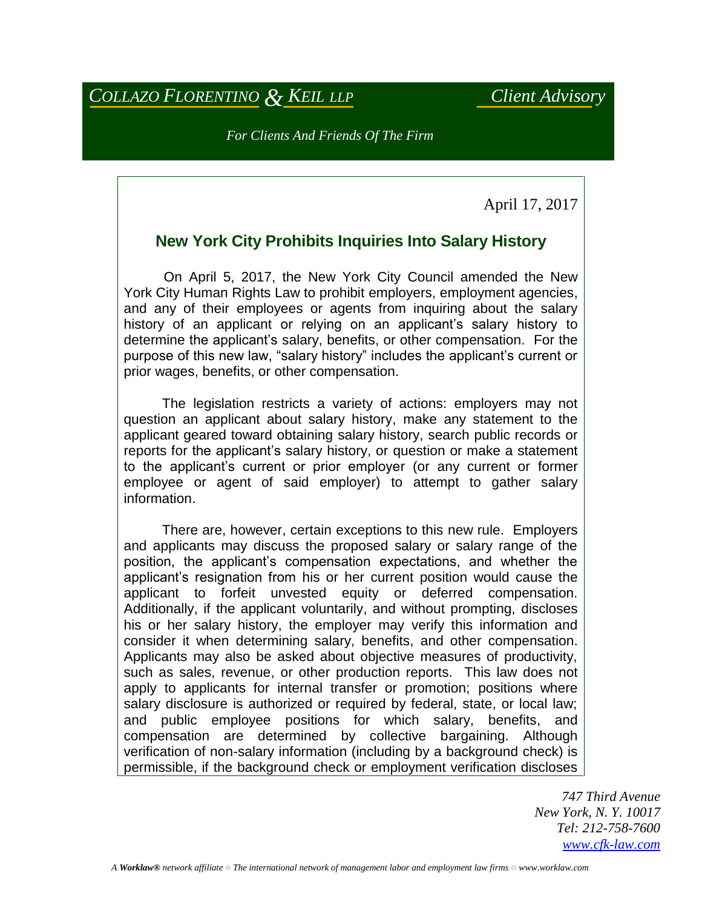*COLLAZO FLORENTINO & KEIL LLP* *Client Advisory*

*For Clients And Friends Of The Firm*

April 17, 2017

## New York City Prohibits Inquiries Into Salary History

On April 5, 2017, the New York City Council amended the New York City Human Rights Law to prohibit employers, employment agencies, and any of their employees or agents from inquiring about the salary history of an applicant or relying on an applicant's salary history to determine the applicant's salary, benefits, or other compensation. For the purpose of this new law, "salary history" includes the applicant's current or prior wages, benefits, or other compensation.

The legislation restricts a variety of actions: employers may not question an applicant about salary history, make any statement to the applicant geared toward obtaining salary history, search public records or reports for the applicant's salary history, or question or make a statement to the applicant's current or prior employer (or any current or former employee or agent of said employer) to attempt to gather salary information.

There are, however, certain exceptions to this new rule. Employers and applicants may discuss the proposed salary or salary range of the position, the applicant's compensation expectations, and whether the applicant's resignation from his or her current position would cause the applicant to forfeit unvested equity or deferred compensation. Additionally, if the applicant voluntarily, and without prompting, discloses his or her salary history, the employer may verify this information and consider it when determining salary, benefits, and other compensation. Applicants may also be asked about objective measures of productivity, such as sales, revenue, or other production reports. This law does not apply to applicants for internal transfer or promotion; positions where salary disclosure is authorized or required by federal, state, or local law; and public employee positions for which salary, benefits, and compensation are determined by collective bargaining. Although verification of non-salary information (including by a background check) is permissible, if the background check or employment verification discloses

*747 Third Avenue*
*New York, N. Y. 10017*
*Tel: 212-758-7600*
*www.cfk-law.com*

*A **Worklaw®** network affiliate ⊙ The international network of management labor and employment law firms ⊙ www.worklaw.com*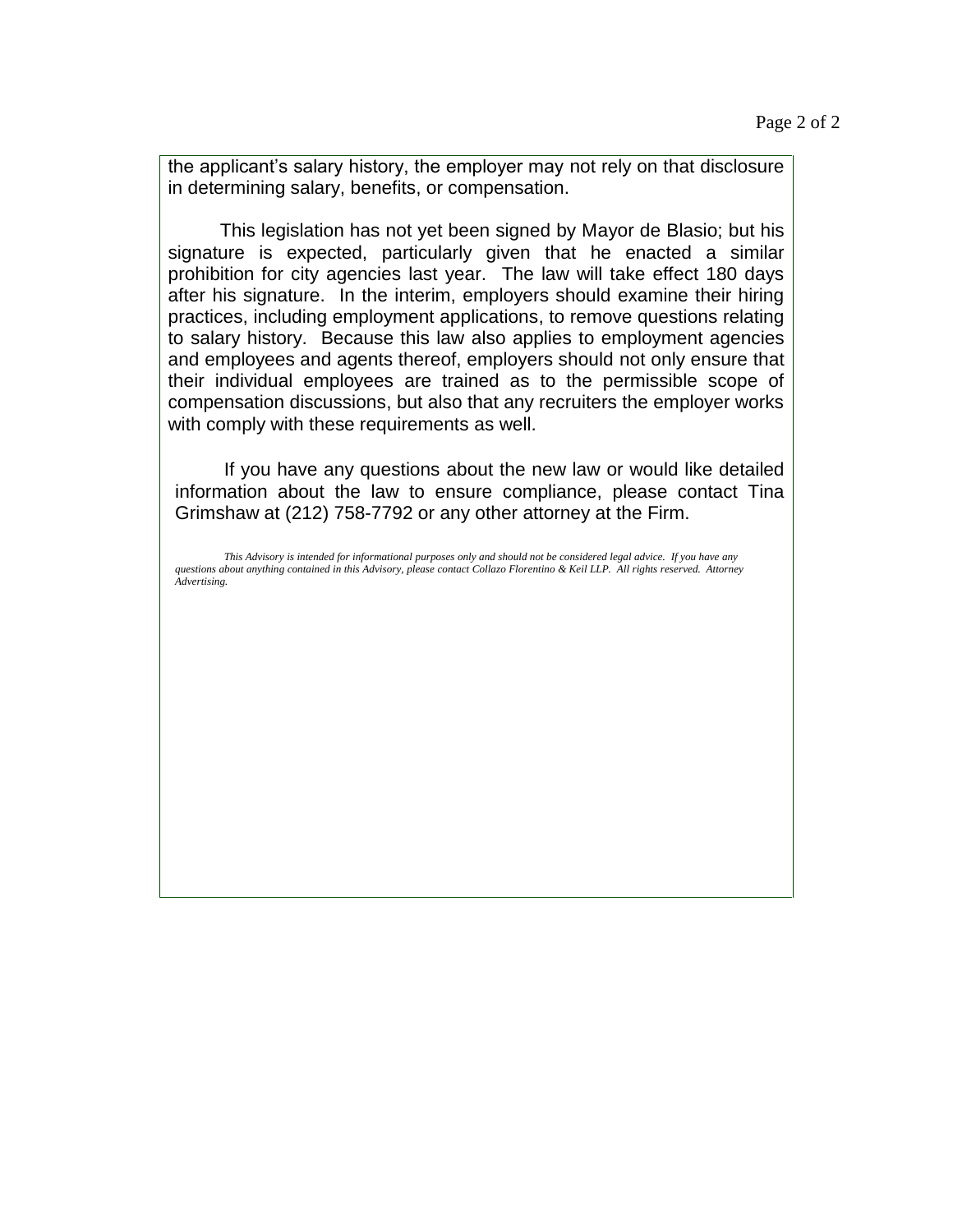the applicant's salary history, the employer may not rely on that disclosure in determining salary, benefits, or compensation.

This legislation has not yet been signed by Mayor de Blasio; but his signature is expected, particularly given that he enacted a similar prohibition for city agencies last year. The law will take effect 180 days after his signature. In the interim, employers should examine their hiring practices, including employment applications, to remove questions relating to salary history. Because this law also applies to employment agencies and employees and agents thereof, employers should not only ensure that their individual employees are trained as to the permissible scope of compensation discussions, but also that any recruiters the employer works with comply with these requirements as well.

If you have any questions about the new law or would like detailed information about the law to ensure compliance, please contact Tina Grimshaw at (212) 758-7792 or any other attorney at the Firm.

*This Advisory is intended for informational purposes only and should not be considered legal advice. If you have any questions about anything contained in this Advisory, please contact Collazo Florentino & Keil LLP. All rights reserved. Attorney Advertising.*